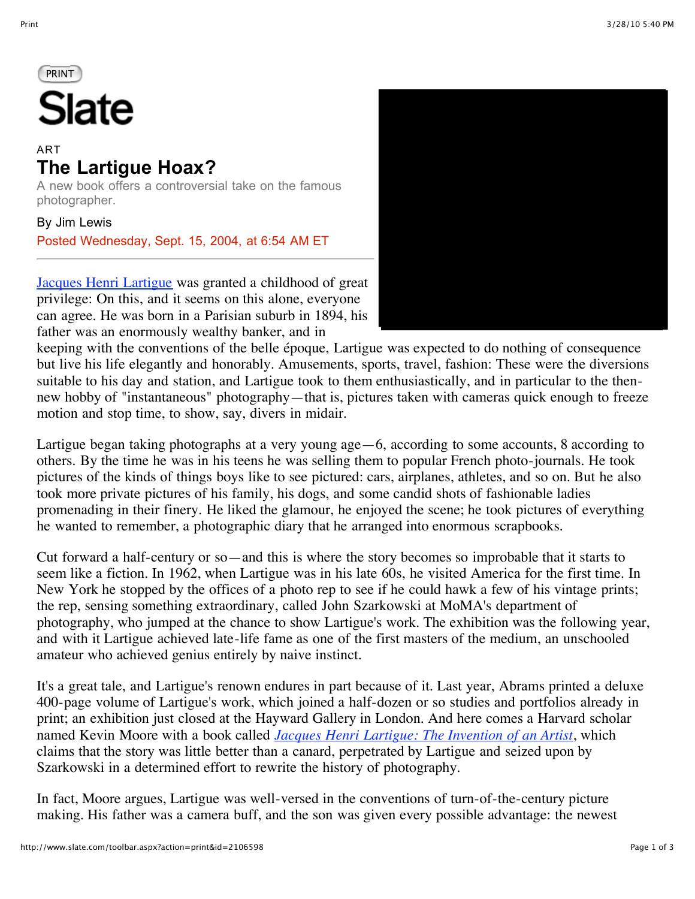Slate

ART

# The Lartigue Hoax?

A new book offers a controversial take on the famous photographer.

By Jim Lewis

Posted Wednesday, Sept. 15, 2004, at 6:54 AM ET

Jacques Henri Lartigue was granted a childhood of great privilege: On this, and it seems on this alone, everyone can agree. He was born in a Parisian suburb in 1894, his father was an enormously wealthy banker, and in keeping with the conventions of the belle époque, Lartigue was expected to do nothing of consequence but live his life elegantly and honorably. Amusements, sports, travel, fashion: These were the diversions suitable to his day and station, and Lartigue took to them enthusiastically, and in particular to the then-new hobby of "instantaneous" photography—that is, pictures taken with cameras quick enough to freeze motion and stop time, to show, say, divers in midair.

Lartigue began taking photographs at a very young age—6, according to some accounts, 8 according to others. By the time he was in his teens he was selling them to popular French photo-journals. He took pictures of the kinds of things boys like to see pictured: cars, airplanes, athletes, and so on. But he also took more private pictures of his family, his dogs, and some candid shots of fashionable ladies promenading in their finery. He liked the glamour, he enjoyed the scene; he took pictures of everything he wanted to remember, a photographic diary that he arranged into enormous scrapbooks.

Cut forward a half-century or so—and this is where the story becomes so improbable that it starts to seem like a fiction. In 1962, when Lartigue was in his late 60s, he visited America for the first time. In New York he stopped by the offices of a photo rep to see if he could hawk a few of his vintage prints; the rep, sensing something extraordinary, called John Szarkowski at MoMA's department of photography, who jumped at the chance to show Lartigue's work. The exhibition was the following year, and with it Lartigue achieved late-life fame as one of the first masters of the medium, an unschooled amateur who achieved genius entirely by naive instinct.

It's a great tale, and Lartigue's renown endures in part because of it. Last year, Abrams printed a deluxe 400-page volume of Lartigue's work, which joined a half-dozen or so studies and portfolios already in print; an exhibition just closed at the Hayward Gallery in London. And here comes a Harvard scholar named Kevin Moore with a book called *Jacques Henri Lartigue: The Invention of an Artist*, which claims that the story was little better than a canard, perpetrated by Lartigue and seized upon by Szarkowski in a determined effort to rewrite the history of photography.

In fact, Moore argues, Lartigue was well-versed in the conventions of turn-of-the-century picture making. His father was a camera buff, and the son was given every possible advantage: the newest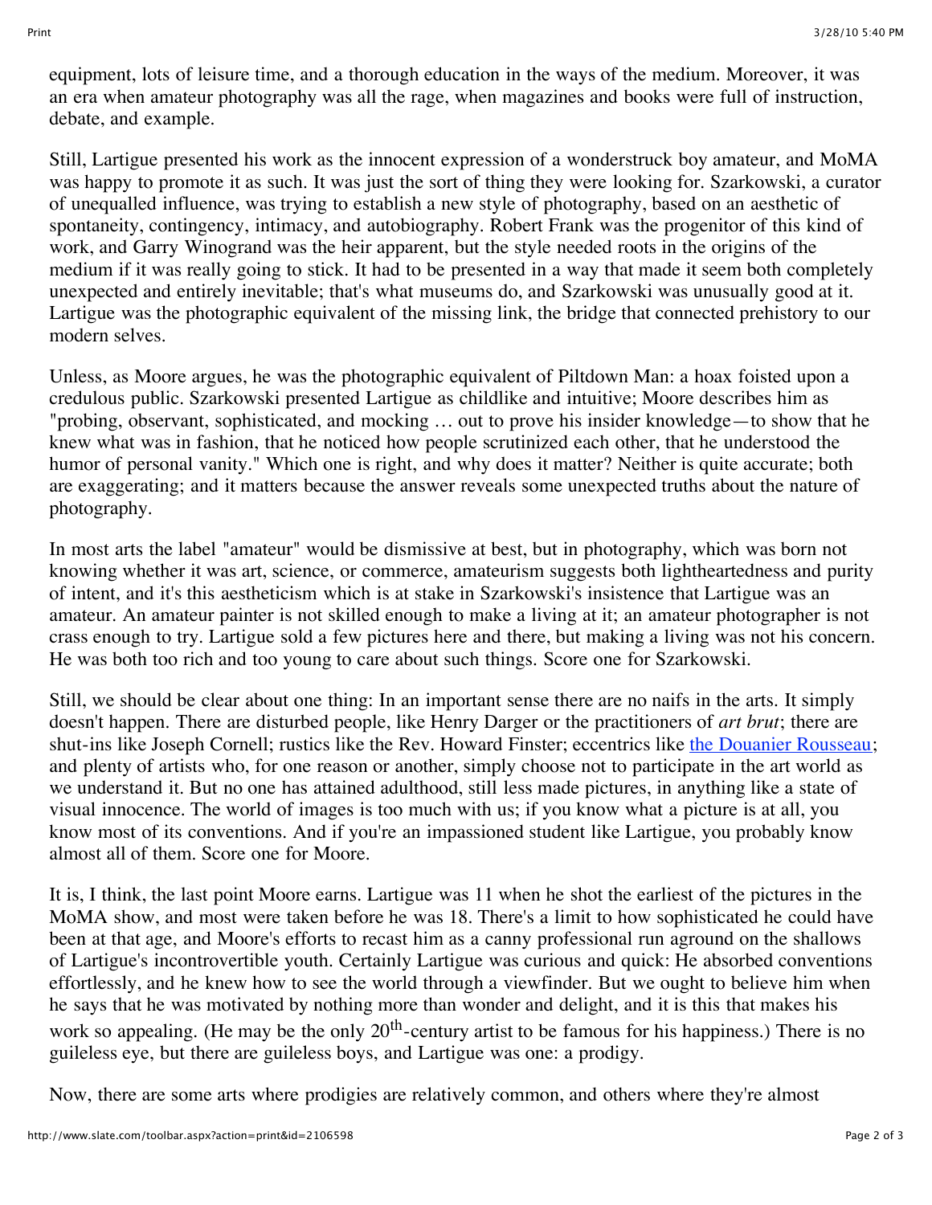equipment, lots of leisure time, and a thorough education in the ways of the medium. Moreover, it was an era when amateur photography was all the rage, when magazines and books were full of instruction, debate, and example.

Still, Lartigue presented his work as the innocent expression of a wonderstruck boy amateur, and MoMA was happy to promote it as such. It was just the sort of thing they were looking for. Szarkowski, a curator of unequalled influence, was trying to establish a new style of photography, based on an aesthetic of spontaneity, contingency, intimacy, and autobiography. Robert Frank was the progenitor of this kind of work, and Garry Winogrand was the heir apparent, but the style needed roots in the origins of the medium if it was really going to stick. It had to be presented in a way that made it seem both completely unexpected and entirely inevitable; that's what museums do, and Szarkowski was unusually good at it. Lartigue was the photographic equivalent of the missing link, the bridge that connected prehistory to our modern selves.

Unless, as Moore argues, he was the photographic equivalent of Piltdown Man: a hoax foisted upon a credulous public. Szarkowski presented Lartigue as childlike and intuitive; Moore describes him as "probing, observant, sophisticated, and mocking … out to prove his insider knowledge—to show that he knew what was in fashion, that he noticed how people scrutinized each other, that he understood the humor of personal vanity." Which one is right, and why does it matter? Neither is quite accurate; both are exaggerating; and it matters because the answer reveals some unexpected truths about the nature of photography.

In most arts the label "amateur" would be dismissive at best, but in photography, which was born not knowing whether it was art, science, or commerce, amateurism suggests both lightheartedness and purity of intent, and it's this aestheticism which is at stake in Szarkowski's insistence that Lartigue was an amateur. An amateur painter is not skilled enough to make a living at it; an amateur photographer is not crass enough to try. Lartigue sold a few pictures here and there, but making a living was not his concern. He was both too rich and too young to care about such things. Score one for Szarkowski.

Still, we should be clear about one thing: In an important sense there are no naifs in the arts. It simply doesn't happen. There are disturbed people, like Henry Darger or the practitioners of *art brut*; there are shut-ins like Joseph Cornell; rustics like the Rev. Howard Finster; eccentrics like [the Douanier Rousseau]; and plenty of artists who, for one reason or another, simply choose not to participate in the art world as we understand it. But no one has attained adulthood, still less made pictures, in anything like a state of visual innocence. The world of images is too much with us; if you know what a picture is at all, you know most of its conventions. And if you're an impassioned student like Lartigue, you probably know almost all of them. Score one for Moore.

It is, I think, the last point Moore earns. Lartigue was 11 when he shot the earliest of the pictures in the MoMA show, and most were taken before he was 18. There's a limit to how sophisticated he could have been at that age, and Moore's efforts to recast him as a canny professional run aground on the shallows of Lartigue's incontrovertible youth. Certainly Lartigue was curious and quick: He absorbed conventions effortlessly, and he knew how to see the world through a viewfinder. But we ought to believe him when he says that he was motivated by nothing more than wonder and delight, and it is this that makes his work so appealing. (He may be the only 20th-century artist to be famous for his happiness.) There is no guileless eye, but there are guileless boys, and Lartigue was one: a prodigy.

Now, there are some arts where prodigies are relatively common, and others where they're almost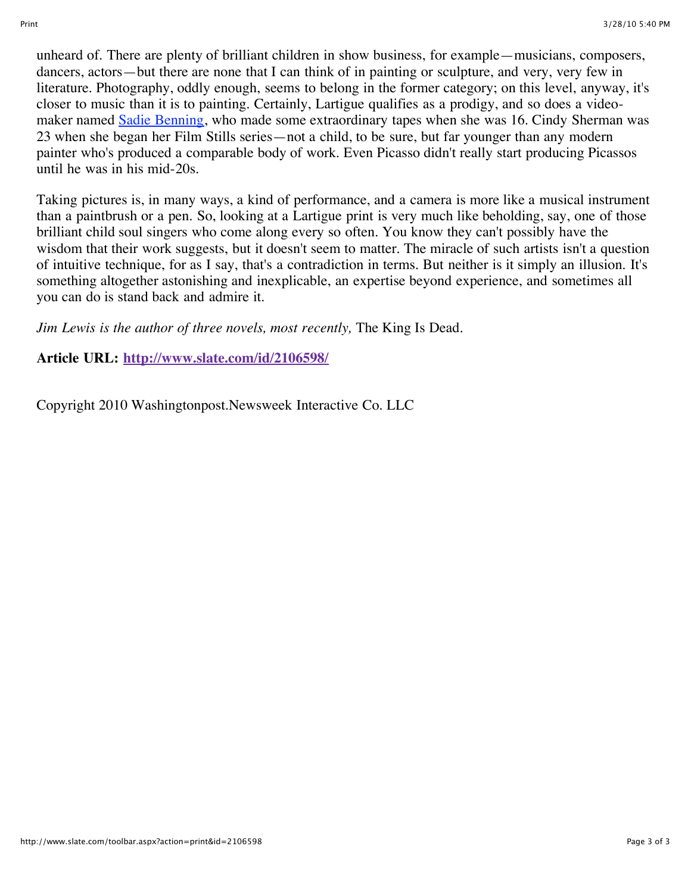unheard of. There are plenty of brilliant children in show business, for example—musicians, composers, dancers, actors—but there are none that I can think of in painting or sculpture, and very, very few in literature. Photography, oddly enough, seems to belong in the former category; on this level, anyway, it's closer to music than it is to painting. Certainly, Lartigue qualifies as a prodigy, and so does a video-maker named [Sadie Benning](), who made some extraordinary tapes when she was 16. Cindy Sherman was 23 when she began her Film Stills series—not a child, to be sure, but far younger than any modern painter who's produced a comparable body of work. Even Picasso didn't really start producing Picassos until he was in his mid-20s.

Taking pictures is, in many ways, a kind of performance, and a camera is more like a musical instrument than a paintbrush or a pen. So, looking at a Lartigue print is very much like beholding, say, one of those brilliant child soul singers who come along every so often. You know they can't possibly have the wisdom that their work suggests, but it doesn't seem to matter. The miracle of such artists isn't a question of intuitive technique, for as I say, that's a contradiction in terms. But neither is it simply an illusion. It's something altogether astonishing and inexplicable, an expertise beyond experience, and sometimes all you can do is stand back and admire it.

*Jim Lewis is the author of three novels, most recently,* The King Is Dead.

**Article URL: [http://www.slate.com/id/2106598/](http://www.slate.com/id/2106598/)**

Copyright 2010 Washingtonpost.Newsweek Interactive Co. LLC